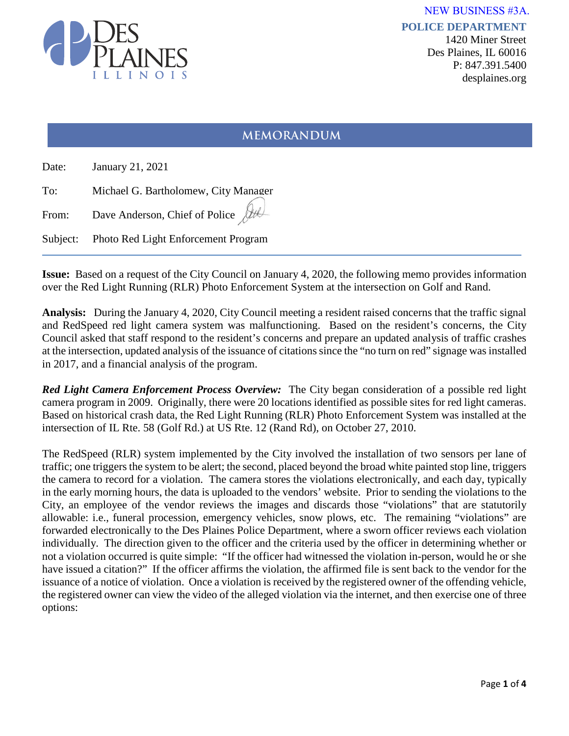NEW BUSINESS #3A.

**POLICE DEPARTMENT**
1420 Miner Street
Des Plaines, IL 60016
P: 847.391.5400
desplaines.org

## MEMORANDUM

Date: January 21, 2021

To: Michael G. Bartholomew, City Manager

From: Dave Anderson, Chief of Police

Subject: Photo Red Light Enforcement Program

**Issue:** Based on a request of the City Council on January 4, 2020, the following memo provides information over the Red Light Running (RLR) Photo Enforcement System at the intersection on Golf and Rand.

**Analysis:** During the January 4, 2020, City Council meeting a resident raised concerns that the traffic signal and RedSpeed red light camera system was malfunctioning. Based on the resident's concerns, the City Council asked that staff respond to the resident's concerns and prepare an updated analysis of traffic crashes at the intersection, updated analysis of the issuance of citations since the "no turn on red" signage was installed in 2017, and a financial analysis of the program.

***Red Light Camera Enforcement Process Overview:*** The City began consideration of a possible red light camera program in 2009. Originally, there were 20 locations identified as possible sites for red light cameras. Based on historical crash data, the Red Light Running (RLR) Photo Enforcement System was installed at the intersection of IL Rte. 58 (Golf Rd.) at US Rte. 12 (Rand Rd), on October 27, 2010.

The RedSpeed (RLR) system implemented by the City involved the installation of two sensors per lane of traffic; one triggers the system to be alert; the second, placed beyond the broad white painted stop line, triggers the camera to record for a violation. The camera stores the violations electronically, and each day, typically in the early morning hours, the data is uploaded to the vendors' website. Prior to sending the violations to the City, an employee of the vendor reviews the images and discards those "violations" that are statutorily allowable: i.e., funeral procession, emergency vehicles, snow plows, etc. The remaining "violations" are forwarded electronically to the Des Plaines Police Department, where a sworn officer reviews each violation individually. The direction given to the officer and the criteria used by the officer in determining whether or not a violation occurred is quite simple: "If the officer had witnessed the violation in-person, would he or she have issued a citation?" If the officer affirms the violation, the affirmed file is sent back to the vendor for the issuance of a notice of violation. Once a violation is received by the registered owner of the offending vehicle, the registered owner can view the video of the alleged violation via the internet, and then exercise one of three options: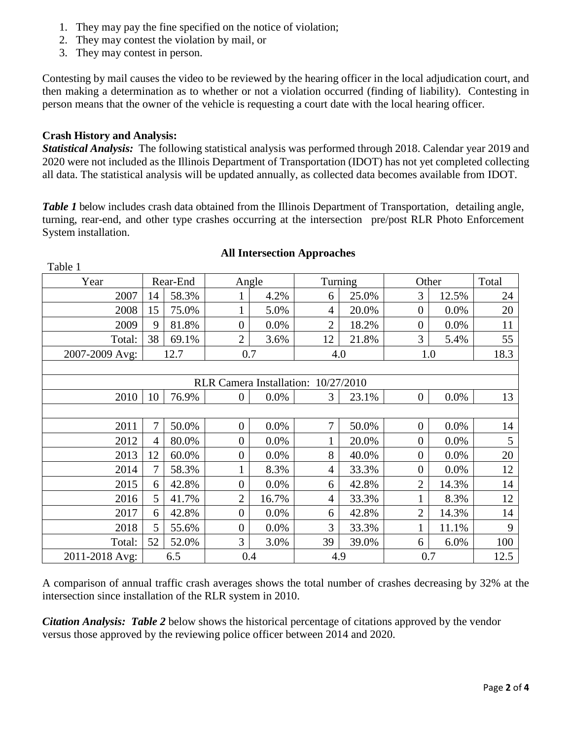1. They may pay the fine specified on the notice of violation;
2. They may contest the violation by mail, or
3. They may contest in person.

Contesting by mail causes the video to be reviewed by the hearing officer in the local adjudication court, and then making a determination as to whether or not a violation occurred (finding of liability). Contesting in person means that the owner of the vehicle is requesting a court date with the local hearing officer.

**Crash History and Analysis:**

***Statistical Analysis:*** The following statistical analysis was performed through 2018. Calendar year 2019 and 2020 were not included as the Illinois Department of Transportation (IDOT) has not yet completed collecting all data. The statistical analysis will be updated annually, as collected data becomes available from IDOT.

***Table 1*** below includes crash data obtained from the Illinois Department of Transportation, detailing angle, turning, rear-end, and other type crashes occurring at the intersection pre/post RLR Photo Enforcement System installation.

**All Intersection Approaches**

Table 1

| Year | Rear-End | | Angle | | Turning | | Other | | Total |
|---|---|---|---|---|---|---|---|---|---|
| 2007 | 14 | 58.3% | 1 | 4.2% | 6 | 25.0% | 3 | 12.5% | 24 |
| 2008 | 15 | 75.0% | 1 | 5.0% | 4 | 20.0% | 0 | 0.0% | 20 |
| 2009 | 9 | 81.8% | 0 | 0.0% | 2 | 18.2% | 0 | 0.0% | 11 |
| Total: | 38 | 69.1% | 2 | 3.6% | 12 | 21.8% | 3 | 5.4% | 55 |
| 2007-2009 Avg: | 12.7 | | 0.7 | | 4.0 | | 1.0 | | 18.3 |
| | | | | | | | | | |
| RLR Camera Installation: 10/27/2010 | | | | | | | | | |
| 2010 | 10 | 76.9% | 0 | 0.0% | 3 | 23.1% | 0 | 0.0% | 13 |
| | | | | | | | | | |
| 2011 | 7 | 50.0% | 0 | 0.0% | 7 | 50.0% | 0 | 0.0% | 14 |
| 2012 | 4 | 80.0% | 0 | 0.0% | 1 | 20.0% | 0 | 0.0% | 5 |
| 2013 | 12 | 60.0% | 0 | 0.0% | 8 | 40.0% | 0 | 0.0% | 20 |
| 2014 | 7 | 58.3% | 1 | 8.3% | 4 | 33.3% | 0 | 0.0% | 12 |
| 2015 | 6 | 42.8% | 0 | 0.0% | 6 | 42.8% | 2 | 14.3% | 14 |
| 2016 | 5 | 41.7% | 2 | 16.7% | 4 | 33.3% | 1 | 8.3% | 12 |
| 2017 | 6 | 42.8% | 0 | 0.0% | 6 | 42.8% | 2 | 14.3% | 14 |
| 2018 | 5 | 55.6% | 0 | 0.0% | 3 | 33.3% | 1 | 11.1% | 9 |
| Total: | 52 | 52.0% | 3 | 3.0% | 39 | 39.0% | 6 | 6.0% | 100 |
| 2011-2018 Avg: | 6.5 | | 0.4 | | 4.9 | | 0.7 | | 12.5 |

A comparison of annual traffic crash averages shows the total number of crashes decreasing by 32% at the intersection since installation of the RLR system in 2010.

***Citation Analysis: Table 2*** below shows the historical percentage of citations approved by the vendor versus those approved by the reviewing police officer between 2014 and 2020.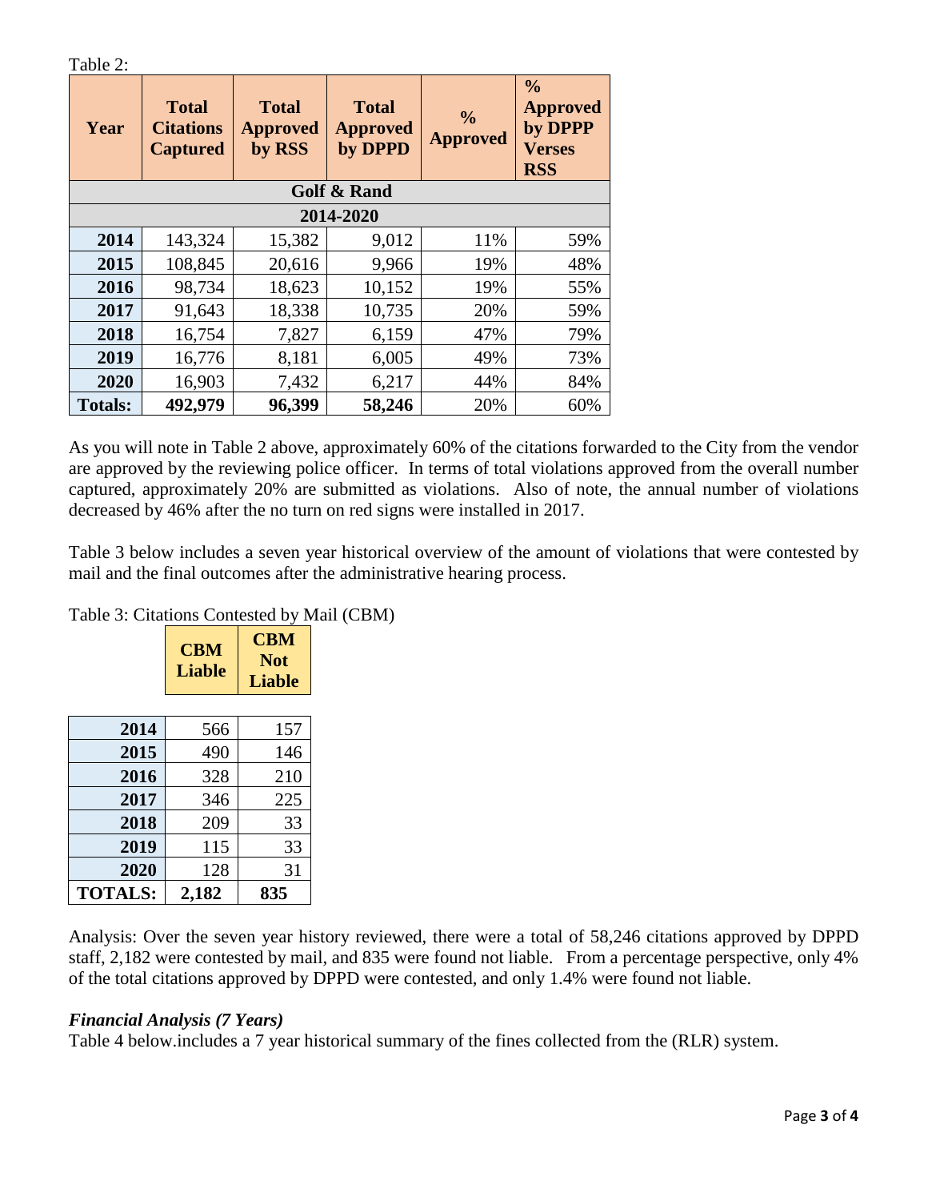Table 2:

| Year | Total Citations Captured | Total Approved by RSS | Total Approved by DPPD | % Approved | % Approved by DPPP Verses RSS |
|---|---|---|---|---|---|
| **Golf & Rand** | | | | | |
| **2014-2020** | | | | | |
| **2014** | 143,324 | 15,382 | 9,012 | 11% | 59% |
| **2015** | 108,845 | 20,616 | 9,966 | 19% | 48% |
| **2016** | 98,734 | 18,623 | 10,152 | 19% | 55% |
| **2017** | 91,643 | 18,338 | 10,735 | 20% | 59% |
| **2018** | 16,754 | 7,827 | 6,159 | 47% | 79% |
| **2019** | 16,776 | 8,181 | 6,005 | 49% | 73% |
| **2020** | 16,903 | 7,432 | 6,217 | 44% | 84% |
| **Totals:** | **492,979** | **96,399** | **58,246** | 20% | 60% |

As you will note in Table 2 above, approximately 60% of the citations forwarded to the City from the vendor are approved by the reviewing police officer. In terms of total violations approved from the overall number captured, approximately 20% are submitted as violations. Also of note, the annual number of violations decreased by 46% after the no turn on red signs were installed in 2017.

Table 3 below includes a seven year historical overview of the amount of violations that were contested by mail and the final outcomes after the administrative hearing process.

Table 3: Citations Contested by Mail (CBM)

| | CBM Liable | CBM Not Liable |
|---|---|---|
| **2014** | 566 | 157 |
| **2015** | 490 | 146 |
| **2016** | 328 | 210 |
| **2017** | 346 | 225 |
| **2018** | 209 | 33 |
| **2019** | 115 | 33 |
| **2020** | 128 | 31 |
| **TOTALS:** | **2,182** | **835** |

Analysis: Over the seven year history reviewed, there were a total of 58,246 citations approved by DPPD staff, 2,182 were contested by mail, and 835 were found not liable. From a percentage perspective, only 4% of the total citations approved by DPPD were contested, and only 1.4% were found not liable.

### *Financial Analysis (7 Years)*

Table 4 below.includes a 7 year historical summary of the fines collected from the (RLR) system.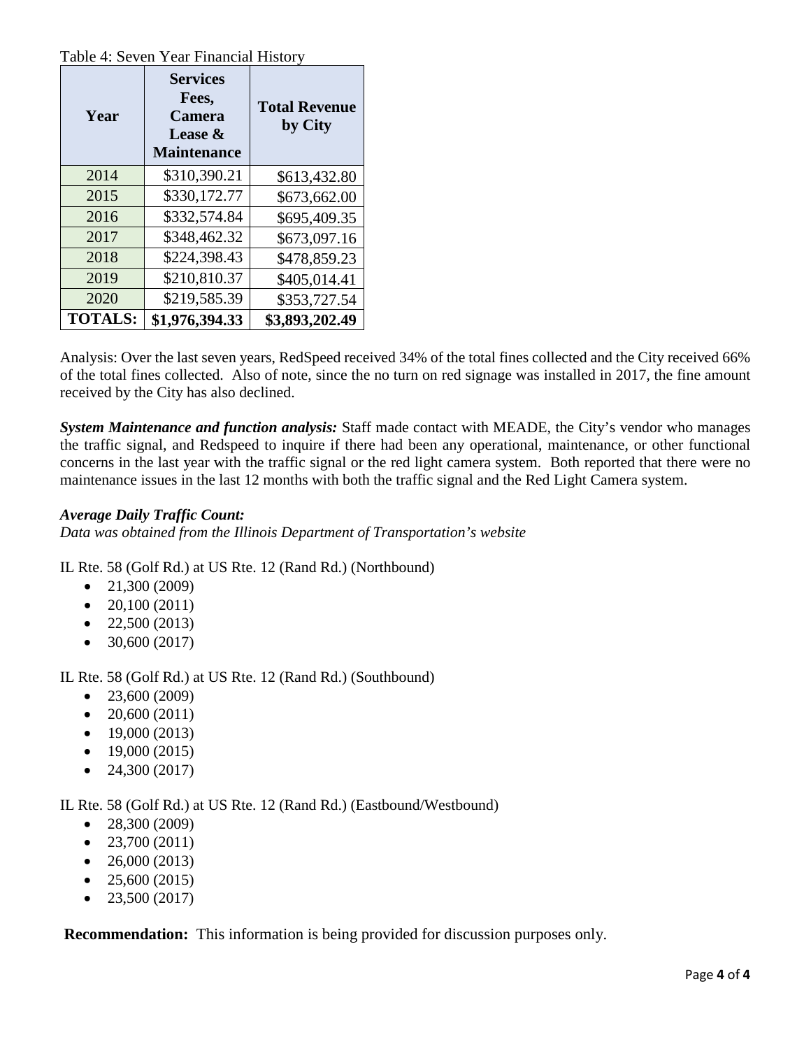Table 4: Seven Year Financial History

| Year | Services Fees, Camera Lease & Maintenance | Total Revenue by City |
|---|---|---|
| 2014 | $310,390.21 | $613,432.80 |
| 2015 | $330,172.77 | $673,662.00 |
| 2016 | $332,574.84 | $695,409.35 |
| 2017 | $348,462.32 | $673,097.16 |
| 2018 | $224,398.43 | $478,859.23 |
| 2019 | $210,810.37 | $405,014.41 |
| 2020 | $219,585.39 | $353,727.54 |
| **TOTALS:** | **$1,976,394.33** | **$3,893,202.49** |

Analysis: Over the last seven years, RedSpeed received 34% of the total fines collected and the City received 66% of the total fines collected. Also of note, since the no turn on red signage was installed in 2017, the fine amount received by the City has also declined.

***System Maintenance and function analysis:*** Staff made contact with MEADE, the City's vendor who manages the traffic signal, and Redspeed to inquire if there had been any operational, maintenance, or other functional concerns in the last year with the traffic signal or the red light camera system. Both reported that there were no maintenance issues in the last 12 months with both the traffic signal and the Red Light Camera system.

***Average Daily Traffic Count:***

*Data was obtained from the Illinois Department of Transportation's website*

IL Rte. 58 (Golf Rd.) at US Rte. 12 (Rand Rd.) (Northbound)

- 21,300 (2009)
- 20,100 (2011)
- 22,500 (2013)
- 30,600 (2017)

IL Rte. 58 (Golf Rd.) at US Rte. 12 (Rand Rd.) (Southbound)

- 23,600 (2009)
- 20,600 (2011)
- 19,000 (2013)
- 19,000 (2015)
- 24,300 (2017)

IL Rte. 58 (Golf Rd.) at US Rte. 12 (Rand Rd.) (Eastbound/Westbound)

- 28,300 (2009)
- 23,700 (2011)
- 26,000 (2013)
- 25,600 (2015)
- 23,500 (2017)

**Recommendation:** This information is being provided for discussion purposes only.